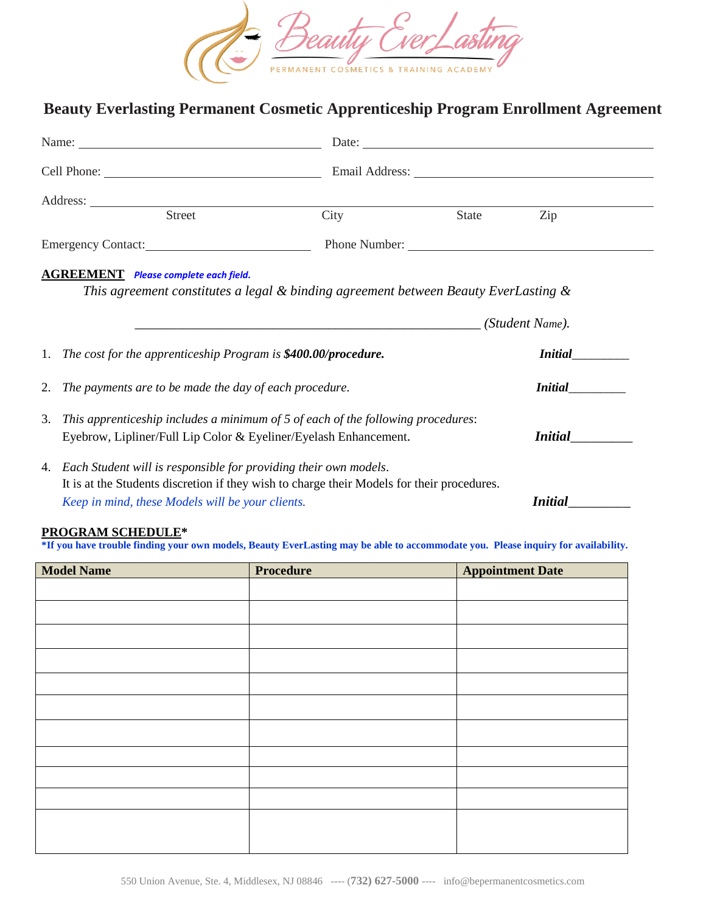Beauty EverLasting
PERMANENT COSMETICS & TRAINING ACADEMY

# Beauty Everlasting Permanent Cosmetic Apprenticeship Program Enrollment Agreement

Name: ______________________________ Date: ______________________________

Cell Phone: ______________________________ Email Address: ______________________________

Address: ____________________________________________________________
Street City State Zip

Emergency Contact: ______________________ Phone Number: ______________________________

**AGREEMENT** ***Please complete each field.***

*This agreement constitutes a legal & binding agreement between Beauty EverLasting &*

______________________________________________ *(Student Name).*

1. *The cost for the apprenticeship Program is **$400.00/procedure.*** ***Initial***________
2. *The payments are to be made the day of each procedure.* ***Initial***________
3. *This apprenticeship includes a minimum of 5 of each of the following procedures*:
   Eyebrow, Lipliner/Full Lip Color & Eyeliner/Eyelash Enhancement. ***Initial***________
4. *Each Student will is responsible for providing their own models*.
   It is at the Students discretion if they wish to charge their Models for their procedures.
   *Keep in mind, these Models will be your clients.* ***Initial***________

**PROGRAM SCHEDULE***

***If you have trouble finding your own models, Beauty EverLasting may be able to accommodate you. Please inquiry for availability.**

| Model Name | Procedure | Appointment Date |
| --- | --- | --- |
| | | |
| | | |
| | | |
| | | |
| | | |
| | | |
| | | |
| | | |
| | | |
| | | |
| | | |
| | | |

550 Union Avenue, Ste. 4, Middlesex, NJ 08846 ---- (732) 627-5000 ---- info@bepermanentcosmetics.com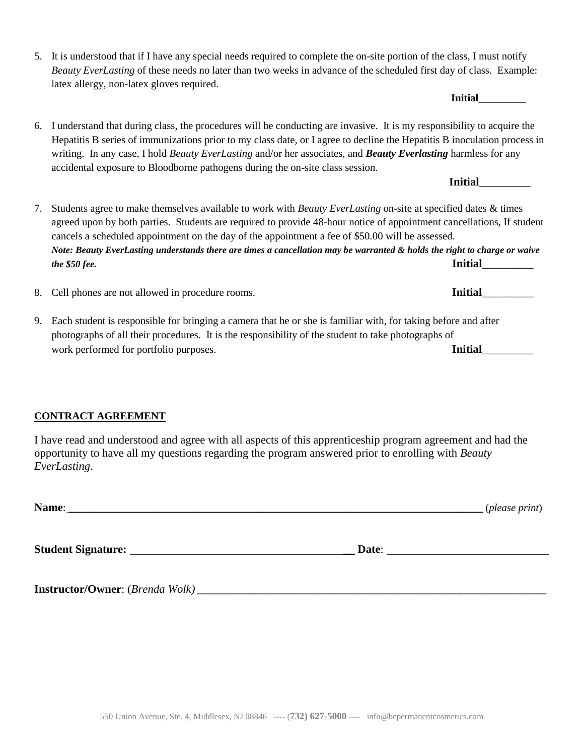5. It is understood that if I have any special needs required to complete the on-site portion of the class, I must notify *Beauty EverLasting* of these needs no later than two weeks in advance of the scheduled first day of class. Example: latex allergy, non-latex gloves required.

   **Initial**_________

6. I understand that during class, the procedures will be conducting are invasive. It is my responsibility to acquire the Hepatitis B series of immunizations prior to my class date, or I agree to decline the Hepatitis B inoculation process in writing. In any case, I hold *Beauty EverLasting* and/or her associates, and ***Beauty Everlasting*** harmless for any accidental exposure to Bloodborne pathogens during the on-site class session.

   **Initial**_________

7. Students agree to make themselves available to work with *Beauty EverLasting* on-site at specified dates & times agreed upon by both parties. Students are required to provide 48-hour notice of appointment cancellations, If student cancels a scheduled appointment on the day of the appointment a fee of $50.00 will be assessed.
   ***Note: Beauty EverLasting understands there are times a cancellation may be warranted & holds the right to charge or waive the $50 fee.***

   **Initial**_________

8. Cell phones are not allowed in procedure rooms. **Initial**_________

9. Each student is responsible for bringing a camera that he or she is familiar with, for taking before and after photographs of all their procedures. It is the responsibility of the student to take photographs of work performed for portfolio purposes.

   **Initial**_________

**CONTRACT AGREEMENT**

I have read and understood and agree with all aspects of this apprenticeship program agreement and had the opportunity to have all my questions regarding the program answered prior to enrolling with *Beauty EverLasting*.

**Name**:_______________________________________________________________ (*please print*)

**Student Signature:** ________________________________________ **Date**: ____________________________

**Instructor/Owner**: (*Brenda Wolk*) _______________________________________________________

550 Union Avenue, Ste. 4, Middlesex, NJ 08846 ---- (**732) 627-5000** ---- info@bepermanentcosmetics.com